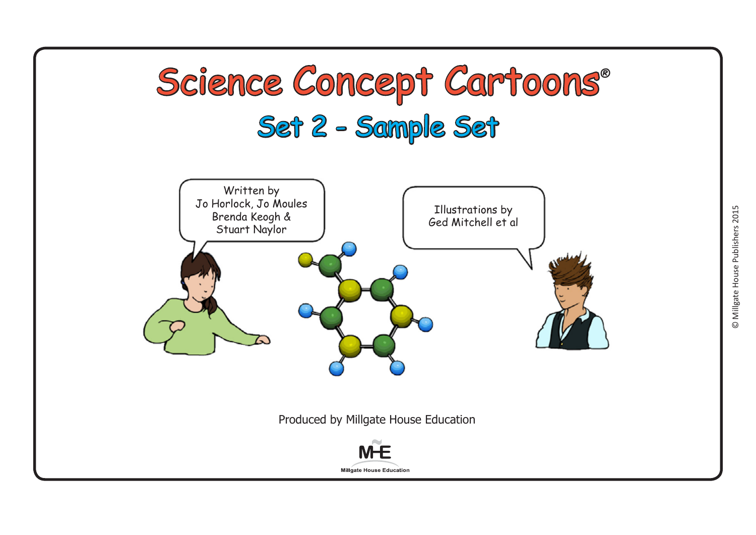# Science Concept Cartoons®

## Set 2 - Sample Set

Written by
Jo Horlock, Jo Moules
Brenda Keogh &
Stuart Naylor

Illustrations by
Ged Mitchell et al

Produced by Millgate House Education

Millgate House Education

© Millgate House Publishers 2015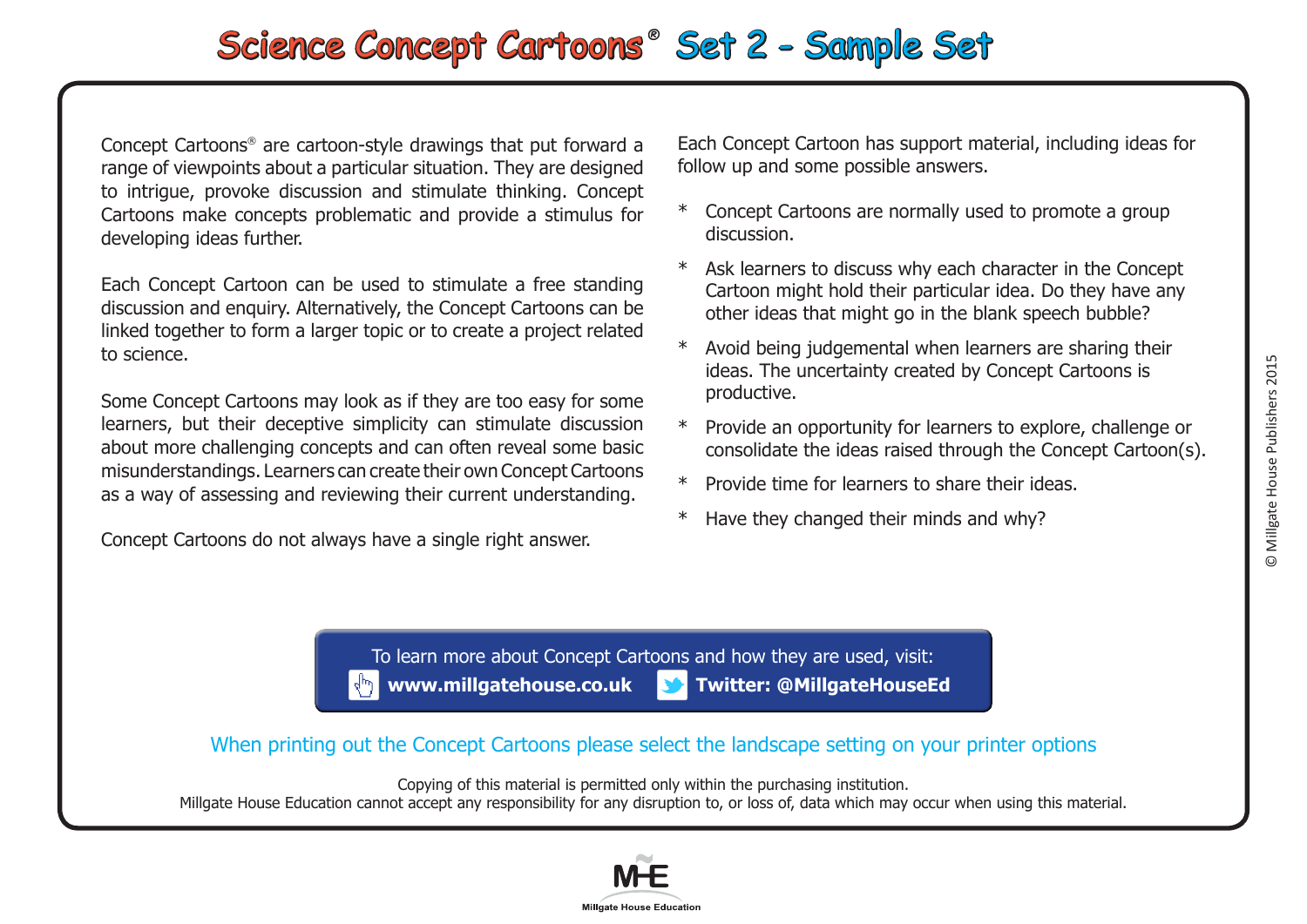# Science Concept Cartoons® Set 2 - Sample Set

Concept Cartoons® are cartoon-style drawings that put forward a range of viewpoints about a particular situation. They are designed to intrigue, provoke discussion and stimulate thinking. Concept Cartoons make concepts problematic and provide a stimulus for developing ideas further.

Each Concept Cartoon can be used to stimulate a free standing discussion and enquiry. Alternatively, the Concept Cartoons can be linked together to form a larger topic or to create a project related to science.

Some Concept Cartoons may look as if they are too easy for some learners, but their deceptive simplicity can stimulate discussion about more challenging concepts and can often reveal some basic misunderstandings. Learners can create their own Concept Cartoons as a way of assessing and reviewing their current understanding.

Concept Cartoons do not always have a single right answer.

Each Concept Cartoon has support material, including ideas for follow up and some possible answers.

* Concept Cartoons are normally used to promote a group discussion.
* Ask learners to discuss why each character in the Concept Cartoon might hold their particular idea. Do they have any other ideas that might go in the blank speech bubble?
* Avoid being judgemental when learners are sharing their ideas. The uncertainty created by Concept Cartoons is productive.
* Provide an opportunity for learners to explore, challenge or consolidate the ideas raised through the Concept Cartoon(s).
* Provide time for learners to share their ideas.
* Have they changed their minds and why?

To learn more about Concept Cartoons and how they are used, visit:
**www.millgatehouse.co.uk** **Twitter: @MillgateHouseEd**

When printing out the Concept Cartoons please select the landscape setting on your printer options

Copying of this material is permitted only within the purchasing institution.
Millgate House Education cannot accept any responsibility for any disruption to, or loss of, data which may occur when using this material.

© Millgate House Publishers 2015

Millgate House Education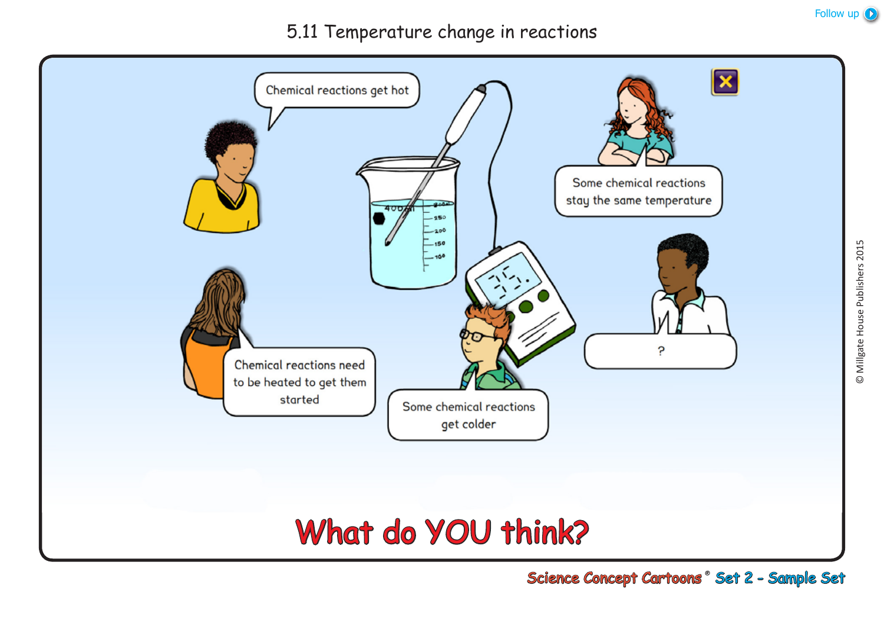# 5.11 Temperature change in reactions

Chemical reactions get hot

Some chemical reactions stay the same temperature

Chemical reactions need to be heated to get them started

Some chemical reactions get colder

?

What do YOU think?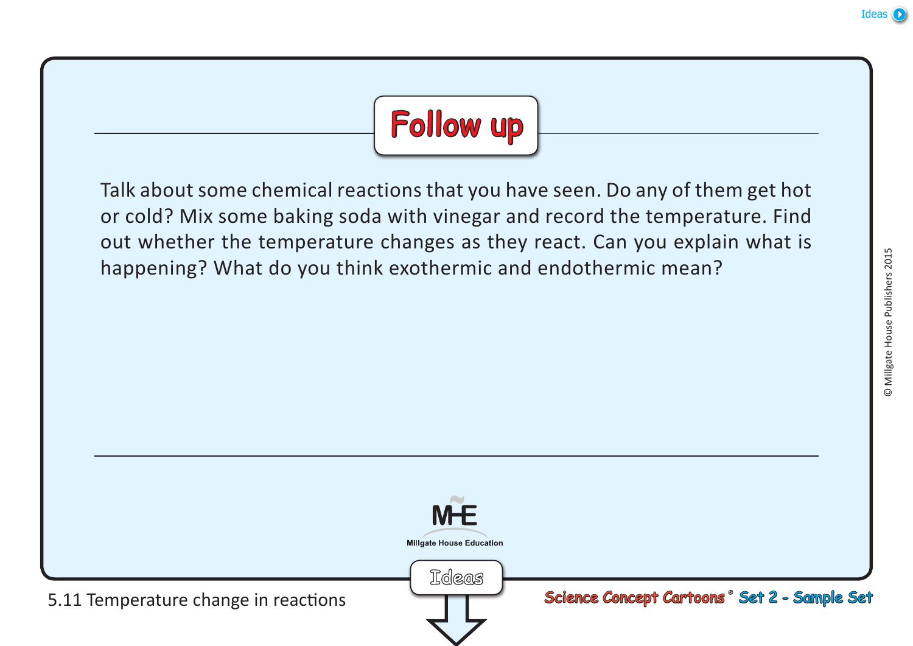## Follow up

Talk about some chemical reactions that you have seen. Do any of them get hot or cold? Mix some baking soda with vinegar and record the temperature. Find out whether the temperature changes as they react. Can you explain what is happening? What do you think exothermic and endothermic mean?

Millgate House Education

Ideas

5.11 Temperature change in reactions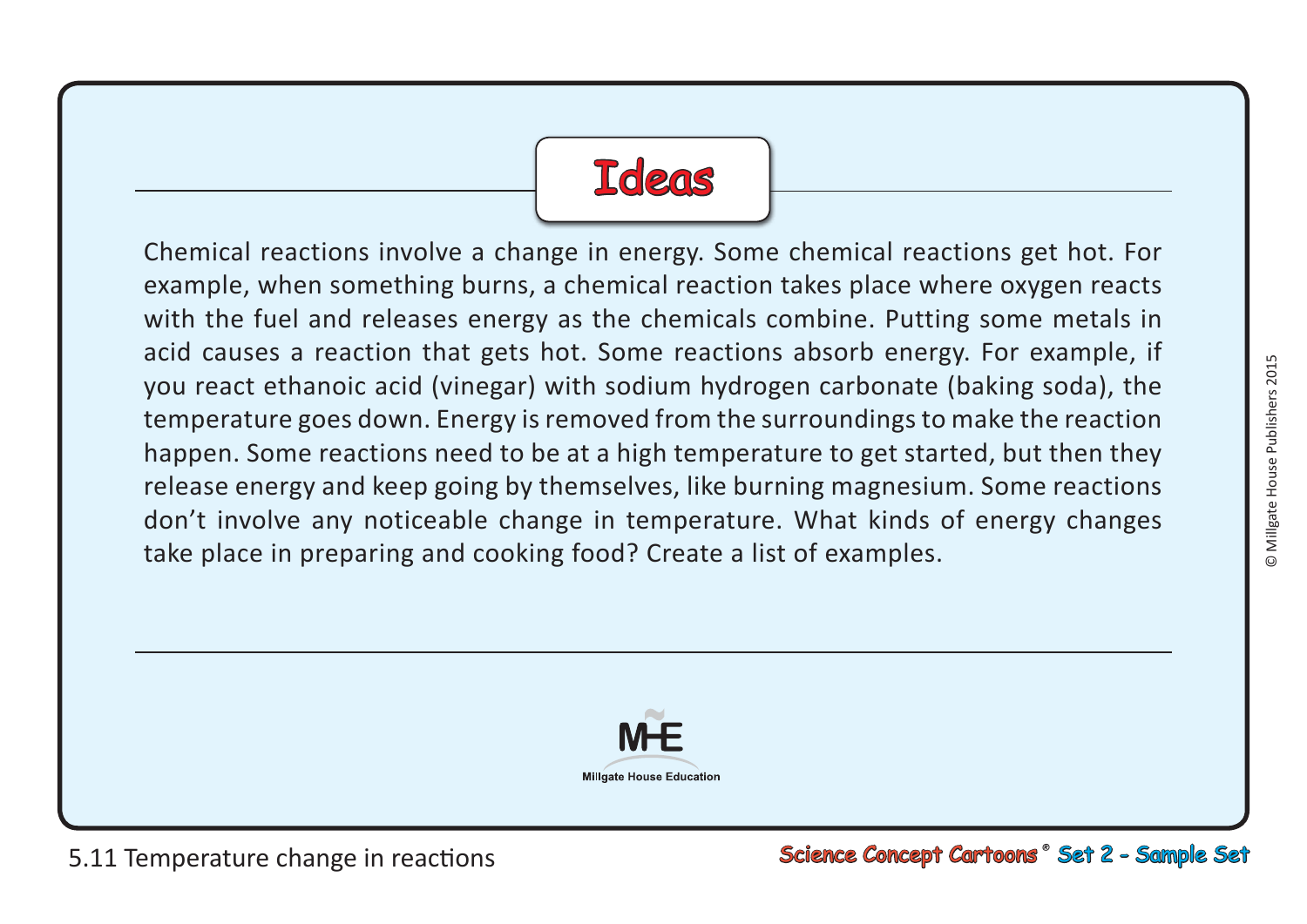## Ideas

Chemical reactions involve a change in energy. Some chemical reactions get hot. For example, when something burns, a chemical reaction takes place where oxygen reacts with the fuel and releases energy as the chemicals combine. Putting some metals in acid causes a reaction that gets hot. Some reactions absorb energy. For example, if you react ethanoic acid (vinegar) with sodium hydrogen carbonate (baking soda), the temperature goes down. Energy is removed from the surroundings to make the reaction happen. Some reactions need to be at a high temperature to get started, but then they release energy and keep going by themselves, like burning magnesium. Some reactions don't involve any noticeable change in temperature. What kinds of energy changes take place in preparing and cooking food? Create a list of examples.

Millgate House Education

5.11 Temperature change in reactions